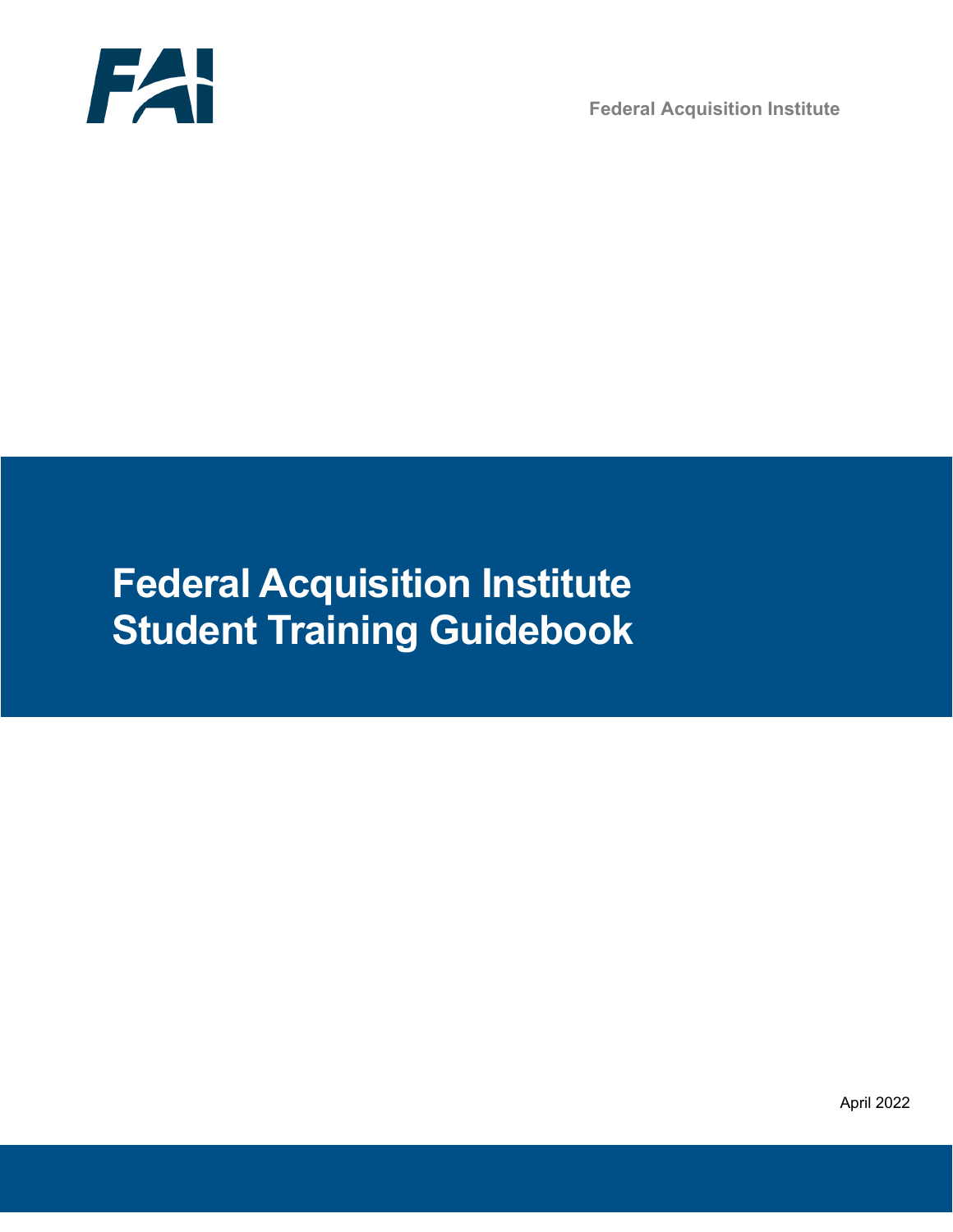FAI

Federal Acquisition Institute

# Federal Acquisition Institute Student Training Guidebook

April 2022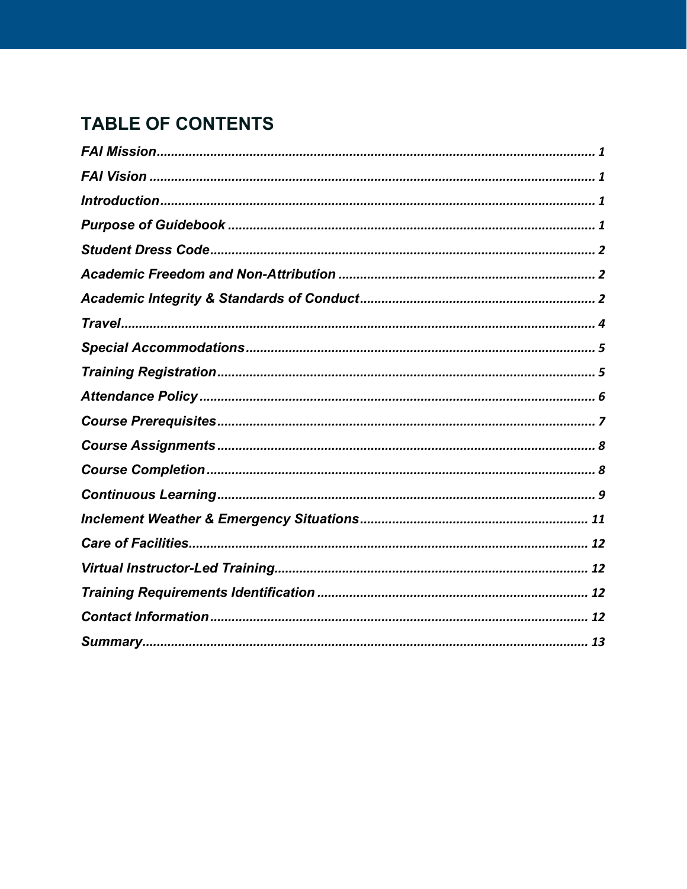# TABLE OF CONTENTS

*FAI Mission* ... 1

*FAI Vision* ... 1

*Introduction* ... 1

*Purpose of Guidebook* ... 1

*Student Dress Code* ... 2

*Academic Freedom and Non-Attribution* ... 2

*Academic Integrity & Standards of Conduct* ... 2

*Travel* ... 4

*Special Accommodations* ... 5

*Training Registration* ... 5

*Attendance Policy* ... 6

*Course Prerequisites* ... 7

*Course Assignments* ... 8

*Course Completion* ... 8

*Continuous Learning* ... 9

*Inclement Weather & Emergency Situations* ... 11

*Care of Facilities* ... 12

*Virtual Instructor-Led Training* ... 12

*Training Requirements Identification* ... 12

*Contact Information* ... 12

*Summary* ... 13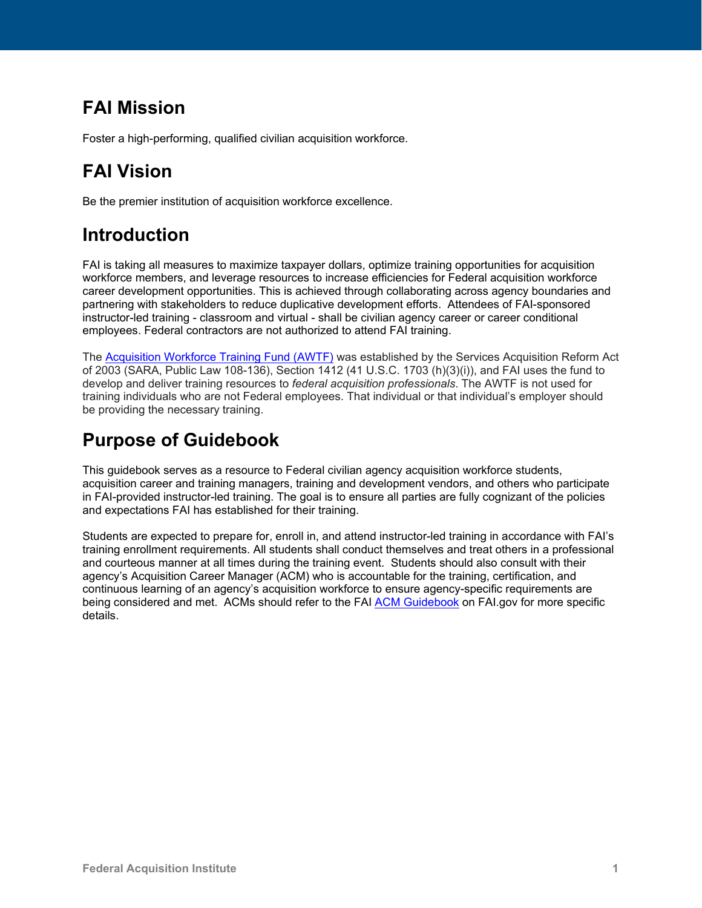## FAI Mission

Foster a high-performing, qualified civilian acquisition workforce.

## FAI Vision

Be the premier institution of acquisition workforce excellence.

## Introduction

FAI is taking all measures to maximize taxpayer dollars, optimize training opportunities for acquisition workforce members, and leverage resources to increase efficiencies for Federal acquisition workforce career development opportunities. This is achieved through collaborating across agency boundaries and partnering with stakeholders to reduce duplicative development efforts. Attendees of FAI-sponsored instructor-led training - classroom and virtual - shall be civilian agency career or career conditional employees. Federal contractors are not authorized to attend FAI training.

The [Acquisition Workforce Training Fund (AWTF)]() was established by the Services Acquisition Reform Act of 2003 (SARA, Public Law 108-136), Section 1412 (41 U.S.C. 1703 (h)(3)(i)), and FAI uses the fund to develop and deliver training resources to *federal acquisition professionals*. The AWTF is not used for training individuals who are not Federal employees. That individual or that individual's employer should be providing the necessary training.

## Purpose of Guidebook

This guidebook serves as a resource to Federal civilian agency acquisition workforce students, acquisition career and training managers, training and development vendors, and others who participate in FAI-provided instructor-led training. The goal is to ensure all parties are fully cognizant of the policies and expectations FAI has established for their training.

Students are expected to prepare for, enroll in, and attend instructor-led training in accordance with FAI's training enrollment requirements. All students shall conduct themselves and treat others in a professional and courteous manner at all times during the training event. Students should also consult with their agency's Acquisition Career Manager (ACM) who is accountable for the training, certification, and continuous learning of an agency's acquisition workforce to ensure agency-specific requirements are being considered and met. ACMs should refer to the FAI [ACM Guidebook]() on FAI.gov for more specific details.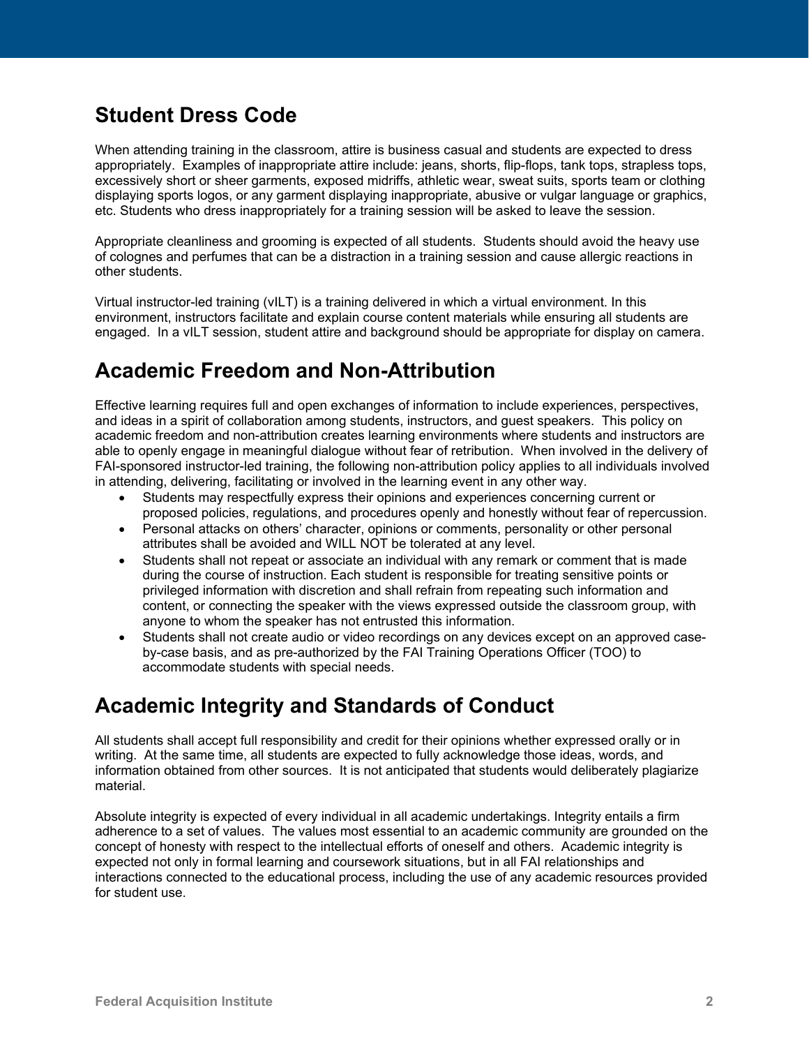## Student Dress Code

When attending training in the classroom, attire is business casual and students are expected to dress appropriately. Examples of inappropriate attire include: jeans, shorts, flip-flops, tank tops, strapless tops, excessively short or sheer garments, exposed midriffs, athletic wear, sweat suits, sports team or clothing displaying sports logos, or any garment displaying inappropriate, abusive or vulgar language or graphics, etc. Students who dress inappropriately for a training session will be asked to leave the session.

Appropriate cleanliness and grooming is expected of all students. Students should avoid the heavy use of colognes and perfumes that can be a distraction in a training session and cause allergic reactions in other students.

Virtual instructor-led training (vILT) is a training delivered in which a virtual environment. In this environment, instructors facilitate and explain course content materials while ensuring all students are engaged. In a vILT session, student attire and background should be appropriate for display on camera.

## Academic Freedom and Non-Attribution

Effective learning requires full and open exchanges of information to include experiences, perspectives, and ideas in a spirit of collaboration among students, instructors, and guest speakers. This policy on academic freedom and non-attribution creates learning environments where students and instructors are able to openly engage in meaningful dialogue without fear of retribution. When involved in the delivery of FAI-sponsored instructor-led training, the following non-attribution policy applies to all individuals involved in attending, delivering, facilitating or involved in the learning event in any other way.

- Students may respectfully express their opinions and experiences concerning current or proposed policies, regulations, and procedures openly and honestly without fear of repercussion.
- Personal attacks on others' character, opinions or comments, personality or other personal attributes shall be avoided and WILL NOT be tolerated at any level.
- Students shall not repeat or associate an individual with any remark or comment that is made during the course of instruction. Each student is responsible for treating sensitive points or privileged information with discretion and shall refrain from repeating such information and content, or connecting the speaker with the views expressed outside the classroom group, with anyone to whom the speaker has not entrusted this information.
- Students shall not create audio or video recordings on any devices except on an approved case-by-case basis, and as pre-authorized by the FAI Training Operations Officer (TOO) to accommodate students with special needs.

## Academic Integrity and Standards of Conduct

All students shall accept full responsibility and credit for their opinions whether expressed orally or in writing. At the same time, all students are expected to fully acknowledge those ideas, words, and information obtained from other sources. It is not anticipated that students would deliberately plagiarize material.

Absolute integrity is expected of every individual in all academic undertakings. Integrity entails a firm adherence to a set of values. The values most essential to an academic community are grounded on the concept of honesty with respect to the intellectual efforts of oneself and others. Academic integrity is expected not only in formal learning and coursework situations, but in all FAI relationships and interactions connected to the educational process, including the use of any academic resources provided for student use.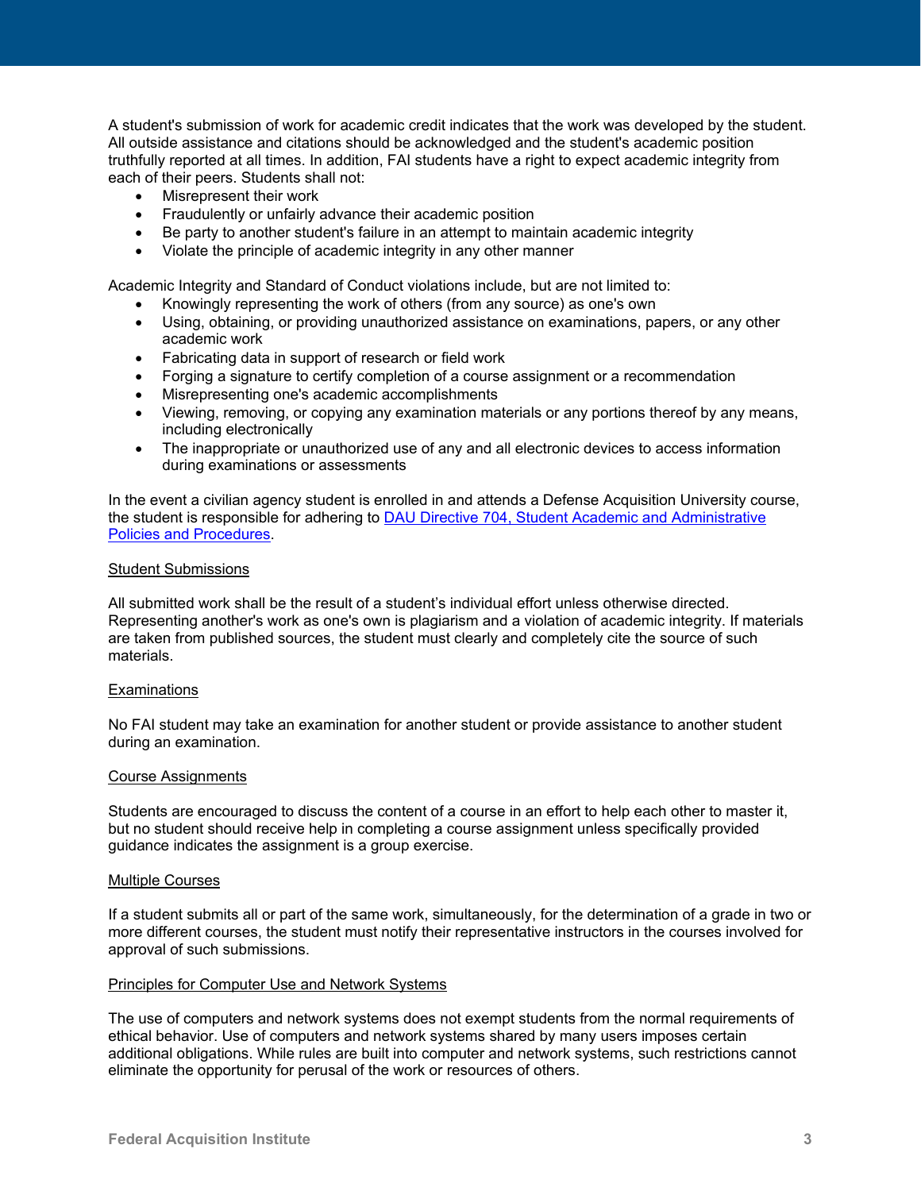A student's submission of work for academic credit indicates that the work was developed by the student. All outside assistance and citations should be acknowledged and the student's academic position truthfully reported at all times. In addition, FAI students have a right to expect academic integrity from each of their peers. Students shall not:

- Misrepresent their work
- Fraudulently or unfairly advance their academic position
- Be party to another student's failure in an attempt to maintain academic integrity
- Violate the principle of academic integrity in any other manner

Academic Integrity and Standard of Conduct violations include, but are not limited to:

- Knowingly representing the work of others (from any source) as one's own
- Using, obtaining, or providing unauthorized assistance on examinations, papers, or any other academic work
- Fabricating data in support of research or field work
- Forging a signature to certify completion of a course assignment or a recommendation
- Misrepresenting one's academic accomplishments
- Viewing, removing, or copying any examination materials or any portions thereof by any means, including electronically
- The inappropriate or unauthorized use of any and all electronic devices to access information during examinations or assessments

In the event a civilian agency student is enrolled in and attends a Defense Acquisition University course, the student is responsible for adhering to [DAU Directive 704, Student Academic and Administrative Policies and Procedures]().

<u>Student Submissions</u>

All submitted work shall be the result of a student's individual effort unless otherwise directed. Representing another's work as one's own is plagiarism and a violation of academic integrity. If materials are taken from published sources, the student must clearly and completely cite the source of such materials.

<u>Examinations</u>

No FAI student may take an examination for another student or provide assistance to another student during an examination.

<u>Course Assignments</u>

Students are encouraged to discuss the content of a course in an effort to help each other to master it, but no student should receive help in completing a course assignment unless specifically provided guidance indicates the assignment is a group exercise.

<u>Multiple Courses</u>

If a student submits all or part of the same work, simultaneously, for the determination of a grade in two or more different courses, the student must notify their representative instructors in the courses involved for approval of such submissions.

<u>Principles for Computer Use and Network Systems</u>

The use of computers and network systems does not exempt students from the normal requirements of ethical behavior. Use of computers and network systems shared by many users imposes certain additional obligations. While rules are built into computer and network systems, such restrictions cannot eliminate the opportunity for perusal of the work or resources of others.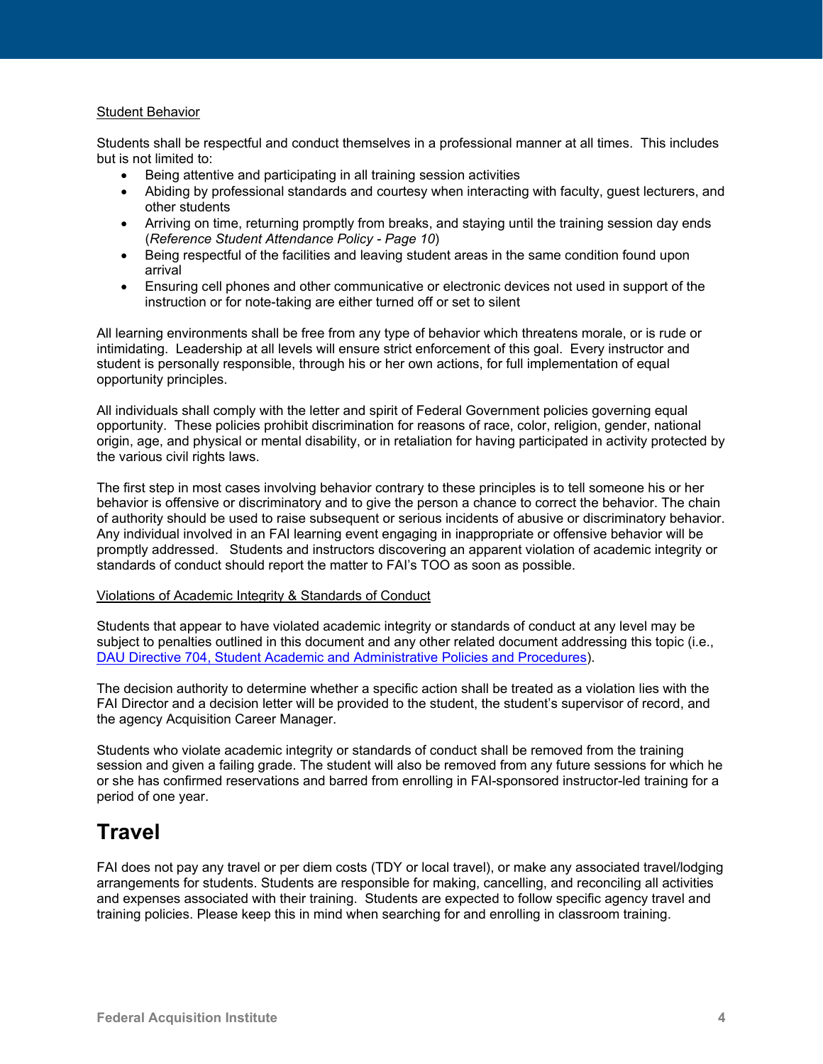Student Behavior

Students shall be respectful and conduct themselves in a professional manner at all times. This includes but is not limited to:

- Being attentive and participating in all training session activities
- Abiding by professional standards and courtesy when interacting with faculty, guest lecturers, and other students
- Arriving on time, returning promptly from breaks, and staying until the training session day ends (*Reference Student Attendance Policy - Page 10*)
- Being respectful of the facilities and leaving student areas in the same condition found upon arrival
- Ensuring cell phones and other communicative or electronic devices not used in support of the instruction or for note-taking are either turned off or set to silent

All learning environments shall be free from any type of behavior which threatens morale, or is rude or intimidating. Leadership at all levels will ensure strict enforcement of this goal. Every instructor and student is personally responsible, through his or her own actions, for full implementation of equal opportunity principles.

All individuals shall comply with the letter and spirit of Federal Government policies governing equal opportunity. These policies prohibit discrimination for reasons of race, color, religion, gender, national origin, age, and physical or mental disability, or in retaliation for having participated in activity protected by the various civil rights laws.

The first step in most cases involving behavior contrary to these principles is to tell someone his or her behavior is offensive or discriminatory and to give the person a chance to correct the behavior. The chain of authority should be used to raise subsequent or serious incidents of abusive or discriminatory behavior. Any individual involved in an FAI learning event engaging in inappropriate or offensive behavior will be promptly addressed. Students and instructors discovering an apparent violation of academic integrity or standards of conduct should report the matter to FAI's TOO as soon as possible.

Violations of Academic Integrity & Standards of Conduct

Students that appear to have violated academic integrity or standards of conduct at any level may be subject to penalties outlined in this document and any other related document addressing this topic (i.e., DAU Directive 704, Student Academic and Administrative Policies and Procedures).

The decision authority to determine whether a specific action shall be treated as a violation lies with the FAI Director and a decision letter will be provided to the student, the student's supervisor of record, and the agency Acquisition Career Manager.

Students who violate academic integrity or standards of conduct shall be removed from the training session and given a failing grade. The student will also be removed from any future sessions for which he or she has confirmed reservations and barred from enrolling in FAI-sponsored instructor-led training for a period of one year.

# Travel

FAI does not pay any travel or per diem costs (TDY or local travel), or make any associated travel/lodging arrangements for students. Students are responsible for making, cancelling, and reconciling all activities and expenses associated with their training. Students are expected to follow specific agency travel and training policies. Please keep this in mind when searching for and enrolling in classroom training.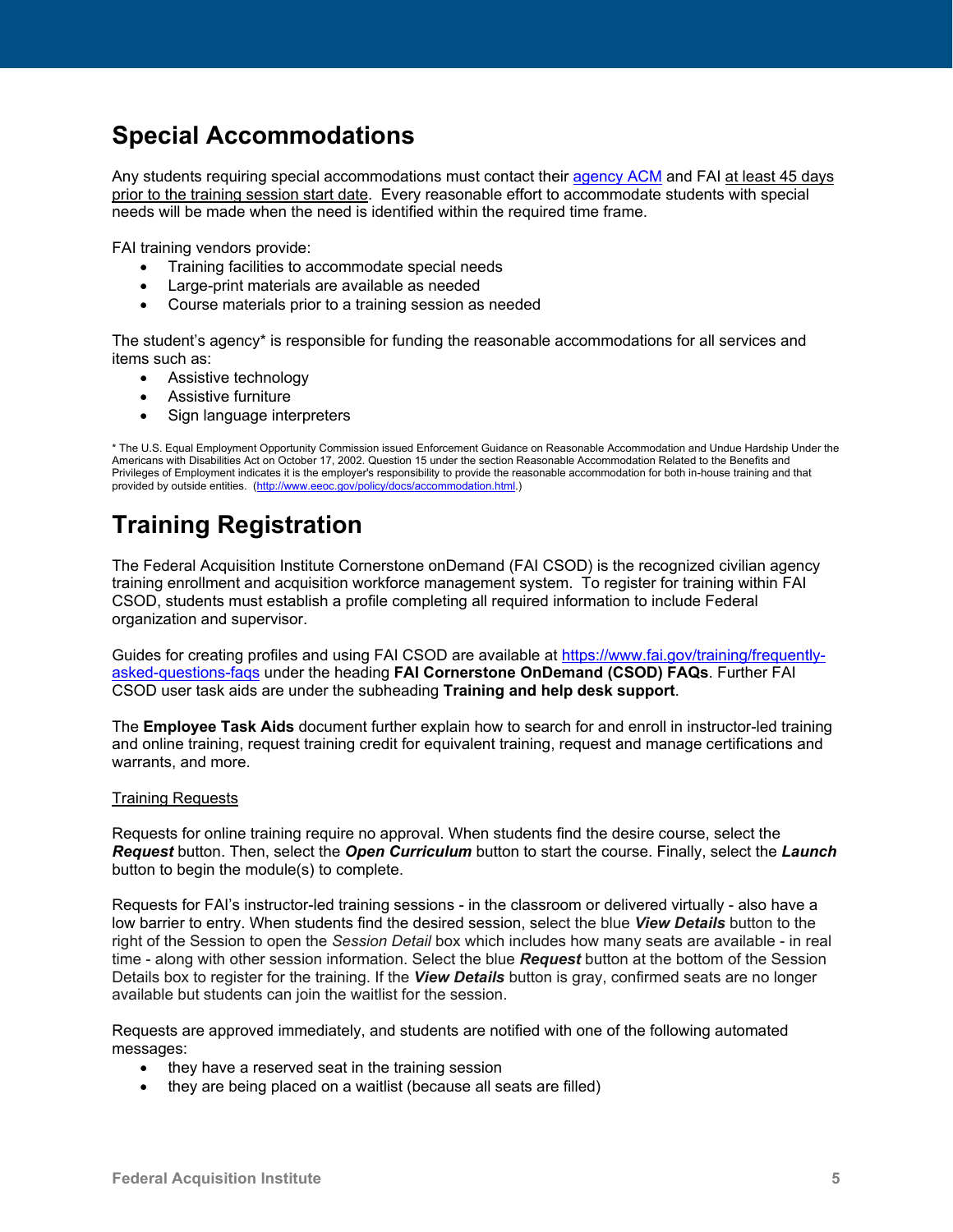# Special Accommodations

Any students requiring special accommodations must contact their [agency ACM](#) and FAI at least 45 days prior to the training session start date. Every reasonable effort to accommodate students with special needs will be made when the need is identified within the required time frame.

FAI training vendors provide:

- Training facilities to accommodate special needs
- Large-print materials are available as needed
- Course materials prior to a training session as needed

The student's agency* is responsible for funding the reasonable accommodations for all services and items such as:

- Assistive technology
- Assistive furniture
- Sign language interpreters

* The U.S. Equal Employment Opportunity Commission issued Enforcement Guidance on Reasonable Accommodation and Undue Hardship Under the Americans with Disabilities Act on October 17, 2002. Question 15 under the section Reasonable Accommodation Related to the Benefits and Privileges of Employment indicates it is the employer's responsibility to provide the reasonable accommodation for both in-house training and that provided by outside entities. (http://www.eeoc.gov/policy/docs/accommodation.html.)

# Training Registration

The Federal Acquisition Institute Cornerstone onDemand (FAI CSOD) is the recognized civilian agency training enrollment and acquisition workforce management system. To register for training within FAI CSOD, students must establish a profile completing all required information to include Federal organization and supervisor.

Guides for creating profiles and using FAI CSOD are available at https://www.fai.gov/training/frequently-asked-questions-faqs under the heading **FAI Cornerstone OnDemand (CSOD) FAQs**. Further FAI CSOD user task aids are under the subheading **Training and help desk support**.

The **Employee Task Aids** document further explain how to search for and enroll in instructor-led training and online training, request training credit for equivalent training, request and manage certifications and warrants, and more.

Training Requests

Requests for online training require no approval. When students find the desire course, select the ***Request*** button. Then, select the ***Open Curriculum*** button to start the course. Finally, select the ***Launch*** button to begin the module(s) to complete.

Requests for FAI's instructor-led training sessions - in the classroom or delivered virtually - also have a low barrier to entry. When students find the desired session, select the blue ***View Details*** button to the right of the Session to open the *Session Detail* box which includes how many seats are available - in real time - along with other session information. Select the blue ***Request*** button at the bottom of the Session Details box to register for the training. If the ***View Details*** button is gray, confirmed seats are no longer available but students can join the waitlist for the session.

Requests are approved immediately, and students are notified with one of the following automated messages:

- they have a reserved seat in the training session
- they are being placed on a waitlist (because all seats are filled)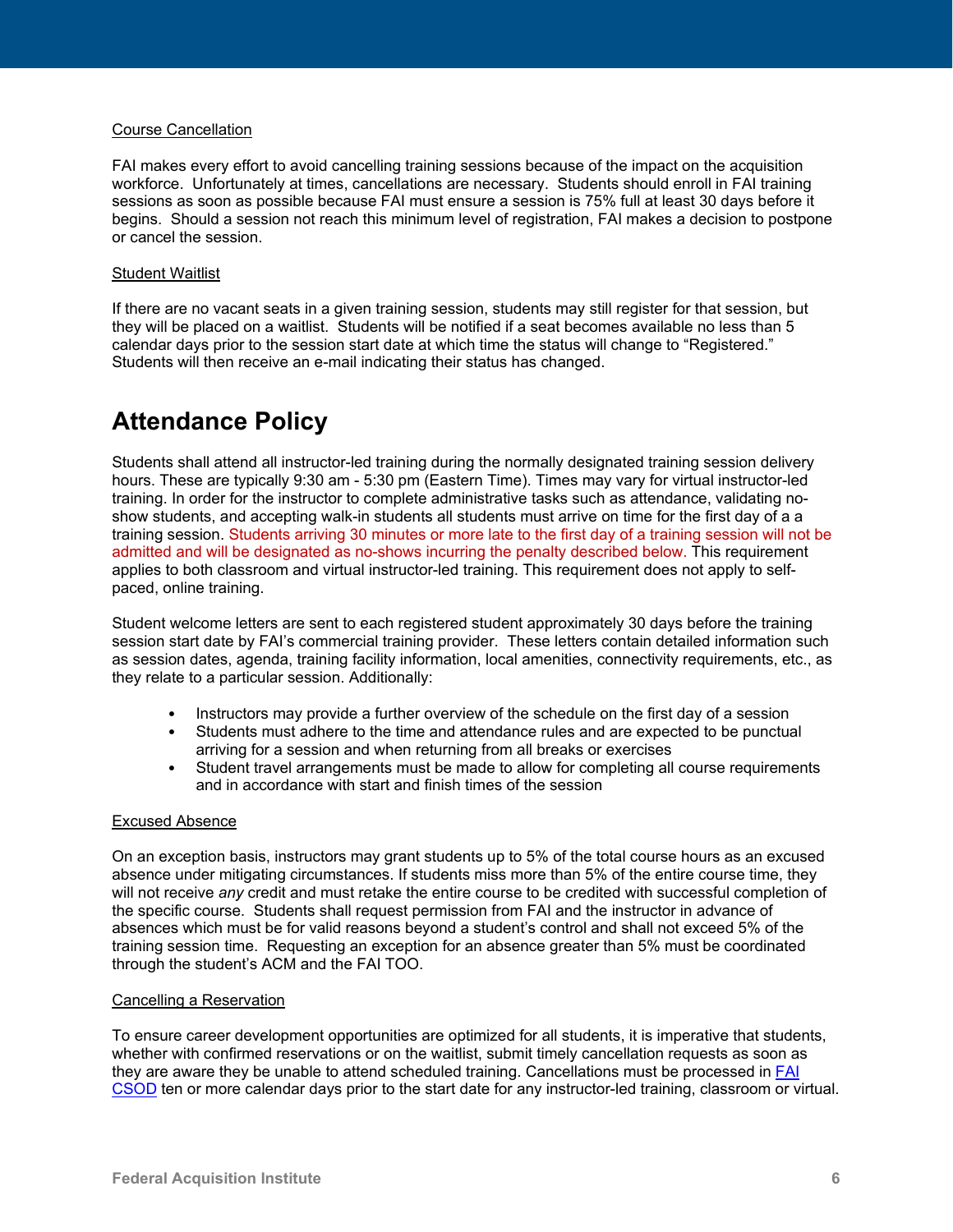Course Cancellation

FAI makes every effort to avoid cancelling training sessions because of the impact on the acquisition workforce. Unfortunately at times, cancellations are necessary. Students should enroll in FAI training sessions as soon as possible because FAI must ensure a session is 75% full at least 30 days before it begins. Should a session not reach this minimum level of registration, FAI makes a decision to postpone or cancel the session.

Student Waitlist

If there are no vacant seats in a given training session, students may still register for that session, but they will be placed on a waitlist. Students will be notified if a seat becomes available no less than 5 calendar days prior to the session start date at which time the status will change to "Registered." Students will then receive an e-mail indicating their status has changed.

# Attendance Policy

Students shall attend all instructor-led training during the normally designated training session delivery hours. These are typically 9:30 am - 5:30 pm (Eastern Time). Times may vary for virtual instructor-led training. In order for the instructor to complete administrative tasks such as attendance, validating no-show students, and accepting walk-in students all students must arrive on time for the first day of a a training session. Students arriving 30 minutes or more late to the first day of a training session will not be admitted and will be designated as no-shows incurring the penalty described below. This requirement applies to both classroom and virtual instructor-led training. This requirement does not apply to self-paced, online training.

Student welcome letters are sent to each registered student approximately 30 days before the training session start date by FAI's commercial training provider. These letters contain detailed information such as session dates, agenda, training facility information, local amenities, connectivity requirements, etc., as they relate to a particular session. Additionally:

- Instructors may provide a further overview of the schedule on the first day of a session
- Students must adhere to the time and attendance rules and are expected to be punctual arriving for a session and when returning from all breaks or exercises
- Student travel arrangements must be made to allow for completing all course requirements and in accordance with start and finish times of the session

Excused Absence

On an exception basis, instructors may grant students up to 5% of the total course hours as an excused absence under mitigating circumstances. If students miss more than 5% of the entire course time, they will not receive *any* credit and must retake the entire course to be credited with successful completion of the specific course. Students shall request permission from FAI and the instructor in advance of absences which must be for valid reasons beyond a student's control and shall not exceed 5% of the training session time. Requesting an exception for an absence greater than 5% must be coordinated through the student's ACM and the FAI TOO.

Cancelling a Reservation

To ensure career development opportunities are optimized for all students, it is imperative that students, whether with confirmed reservations or on the waitlist, submit timely cancellation requests as soon as they are aware they be unable to attend scheduled training. Cancellations must be processed in FAI CSOD ten or more calendar days prior to the start date for any instructor-led training, classroom or virtual.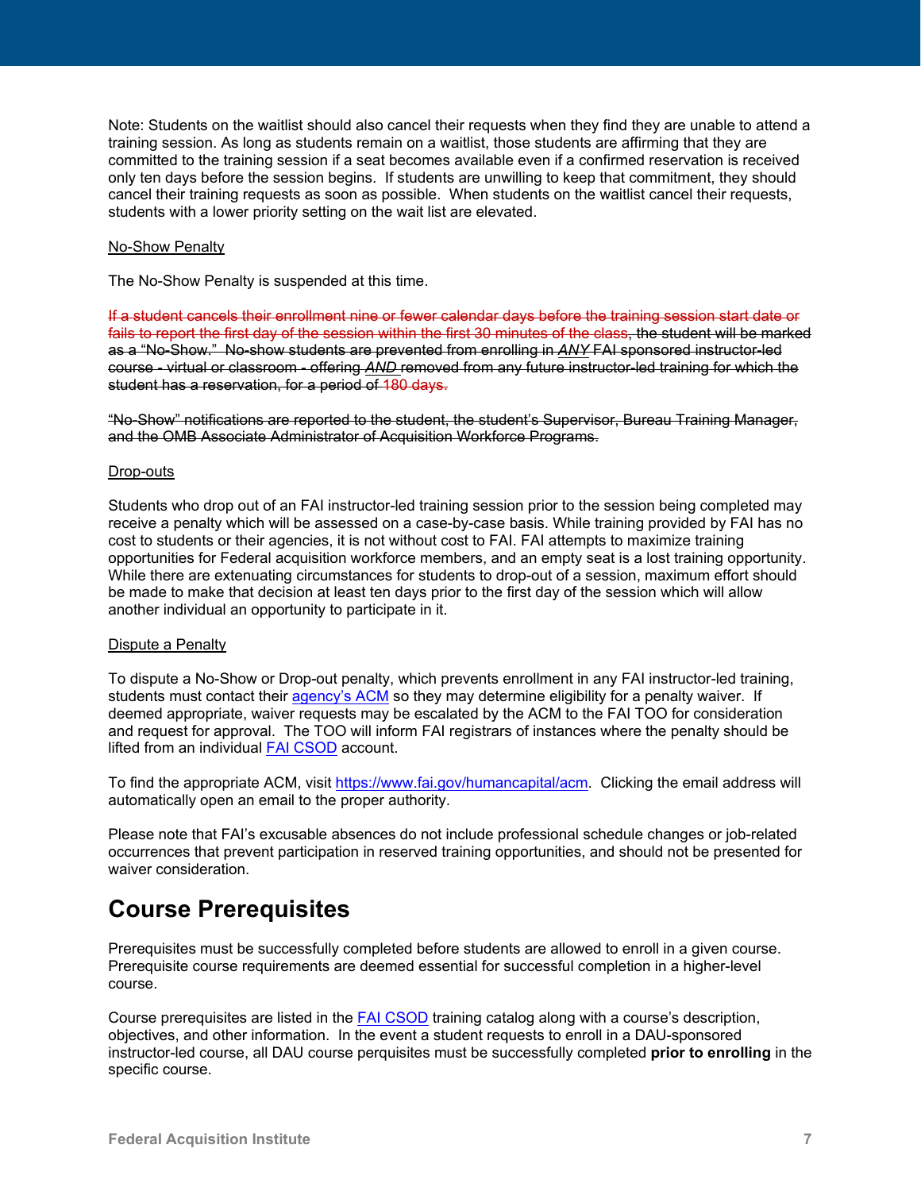Note: Students on the waitlist should also cancel their requests when they find they are unable to attend a training session. As long as students remain on a waitlist, those students are affirming that they are committed to the training session if a seat becomes available even if a confirmed reservation is received only ten days before the session begins. If students are unwilling to keep that commitment, they should cancel their training requests as soon as possible. When students on the waitlist cancel their requests, students with a lower priority setting on the wait list are elevated.

<u>No-Show Penalty</u>

The No-Show Penalty is suspended at this time.

~~If a student cancels their enrollment nine or fewer calendar days before the training session start date or fails to report the first day of the session within the first 30 minutes of the class, the student will be marked as a "No-Show." No-show students are prevented from enrolling in ***ANY*** FAI sponsored instructor-led course - virtual or classroom - offering ***AND*** removed from any future instructor-led training for which the student has a reservation, for a period of 180 days.~~

~~"No-Show" notifications are reported to the student, the student's Supervisor, Bureau Training Manager, and the OMB Associate Administrator of Acquisition Workforce Programs.~~

<u>Drop-outs</u>

Students who drop out of an FAI instructor-led training session prior to the session being completed may receive a penalty which will be assessed on a case-by-case basis. While training provided by FAI has no cost to students or their agencies, it is not without cost to FAI. FAI attempts to maximize training opportunities for Federal acquisition workforce members, and an empty seat is a lost training opportunity. While there are extenuating circumstances for students to drop-out of a session, maximum effort should be made to make that decision at least ten days prior to the first day of the session which will allow another individual an opportunity to participate in it.

<u>Dispute a Penalty</u>

To dispute a No-Show or Drop-out penalty, which prevents enrollment in any FAI instructor-led training, students must contact their [agency's ACM](https://www.fai.gov/humancapital/acm) so they may determine eligibility for a penalty waiver. If deemed appropriate, waiver requests may be escalated by the ACM to the FAI TOO for consideration and request for approval. The TOO will inform FAI registrars of instances where the penalty should be lifted from an individual FAI CSOD account.

To find the appropriate ACM, visit https://www.fai.gov/humancapital/acm. Clicking the email address will automatically open an email to the proper authority.

Please note that FAI's excusable absences do not include professional schedule changes or job-related occurrences that prevent participation in reserved training opportunities, and should not be presented for waiver consideration.

# Course Prerequisites

Prerequisites must be successfully completed before students are allowed to enroll in a given course. Prerequisite course requirements are deemed essential for successful completion in a higher-level course.

Course prerequisites are listed in the FAI CSOD training catalog along with a course's description, objectives, and other information. In the event a student requests to enroll in a DAU-sponsored instructor-led course, all DAU course perquisites must be successfully completed **prior to enrolling** in the specific course.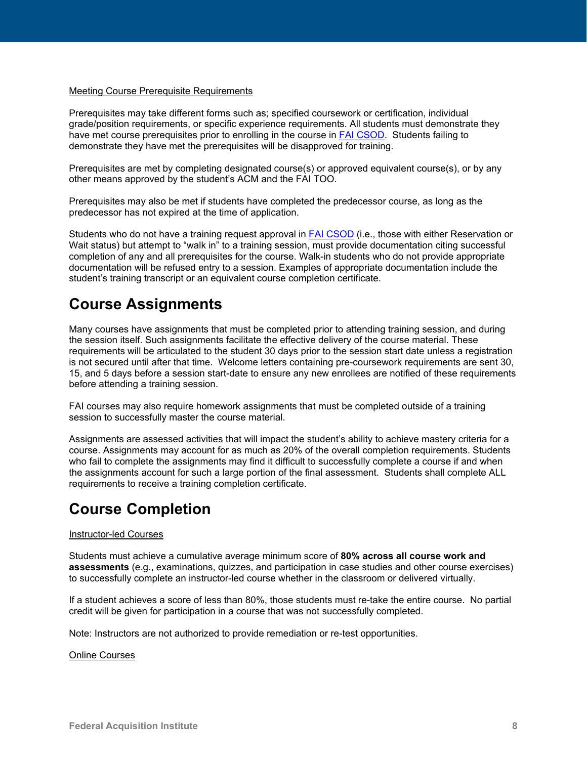Meeting Course Prerequisite Requirements

Prerequisites may take different forms such as; specified coursework or certification, individual grade/position requirements, or specific experience requirements. All students must demonstrate they have met course prerequisites prior to enrolling in the course in [FAI CSOD](#). Students failing to demonstrate they have met the prerequisites will be disapproved for training.

Prerequisites are met by completing designated course(s) or approved equivalent course(s), or by any other means approved by the student's ACM and the FAI TOO.

Prerequisites may also be met if students have completed the predecessor course, as long as the predecessor has not expired at the time of application.

Students who do not have a training request approval in [FAI CSOD](#) (i.e., those with either Reservation or Wait status) but attempt to "walk in" to a training session, must provide documentation citing successful completion of any and all prerequisites for the course. Walk-in students who do not provide appropriate documentation will be refused entry to a session. Examples of appropriate documentation include the student's training transcript or an equivalent course completion certificate.

# Course Assignments

Many courses have assignments that must be completed prior to attending training session, and during the session itself. Such assignments facilitate the effective delivery of the course material. These requirements will be articulated to the student 30 days prior to the session start date unless a registration is not secured until after that time. Welcome letters containing pre-coursework requirements are sent 30, 15, and 5 days before a session start-date to ensure any new enrollees are notified of these requirements before attending a training session.

FAI courses may also require homework assignments that must be completed outside of a training session to successfully master the course material.

Assignments are assessed activities that will impact the student's ability to achieve mastery criteria for a course. Assignments may account for as much as 20% of the overall completion requirements. Students who fail to complete the assignments may find it difficult to successfully complete a course if and when the assignments account for such a large portion of the final assessment. Students shall complete ALL requirements to receive a training completion certificate.

# Course Completion

Instructor-led Courses

Students must achieve a cumulative average minimum score of **80% across all course work and assessments** (e.g., examinations, quizzes, and participation in case studies and other course exercises) to successfully complete an instructor-led course whether in the classroom or delivered virtually.

If a student achieves a score of less than 80%, those students must re-take the entire course. No partial credit will be given for participation in a course that was not successfully completed.

Note: Instructors are not authorized to provide remediation or re-test opportunities.

Online Courses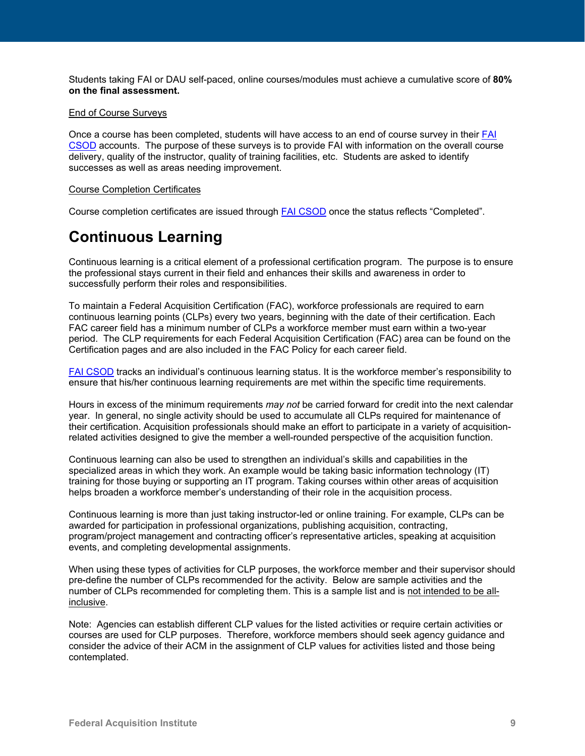Students taking FAI or DAU self-paced, online courses/modules must achieve a cumulative score of **80% on the final assessment.**

End of Course Surveys

Once a course has been completed, students will have access to an end of course survey in their FAI CSOD accounts. The purpose of these surveys is to provide FAI with information on the overall course delivery, quality of the instructor, quality of training facilities, etc. Students are asked to identify successes as well as areas needing improvement.

Course Completion Certificates

Course completion certificates are issued through FAI CSOD once the status reflects "Completed".

# Continuous Learning

Continuous learning is a critical element of a professional certification program. The purpose is to ensure the professional stays current in their field and enhances their skills and awareness in order to successfully perform their roles and responsibilities.

To maintain a Federal Acquisition Certification (FAC), workforce professionals are required to earn continuous learning points (CLPs) every two years, beginning with the date of their certification. Each FAC career field has a minimum number of CLPs a workforce member must earn within a two-year period. The CLP requirements for each Federal Acquisition Certification (FAC) area can be found on the Certification pages and are also included in the FAC Policy for each career field.

FAI CSOD tracks an individual's continuous learning status. It is the workforce member's responsibility to ensure that his/her continuous learning requirements are met within the specific time requirements.

Hours in excess of the minimum requirements *may not* be carried forward for credit into the next calendar year. In general, no single activity should be used to accumulate all CLPs required for maintenance of their certification. Acquisition professionals should make an effort to participate in a variety of acquisition-related activities designed to give the member a well-rounded perspective of the acquisition function.

Continuous learning can also be used to strengthen an individual's skills and capabilities in the specialized areas in which they work. An example would be taking basic information technology (IT) training for those buying or supporting an IT program. Taking courses within other areas of acquisition helps broaden a workforce member's understanding of their role in the acquisition process.

Continuous learning is more than just taking instructor-led or online training. For example, CLPs can be awarded for participation in professional organizations, publishing acquisition, contracting, program/project management and contracting officer's representative articles, speaking at acquisition events, and completing developmental assignments.

When using these types of activities for CLP purposes, the workforce member and their supervisor should pre-define the number of CLPs recommended for the activity. Below are sample activities and the number of CLPs recommended for completing them. This is a sample list and is not intended to be all-inclusive.

Note: Agencies can establish different CLP values for the listed activities or require certain activities or courses are used for CLP purposes. Therefore, workforce members should seek agency guidance and consider the advice of their ACM in the assignment of CLP values for activities listed and those being contemplated.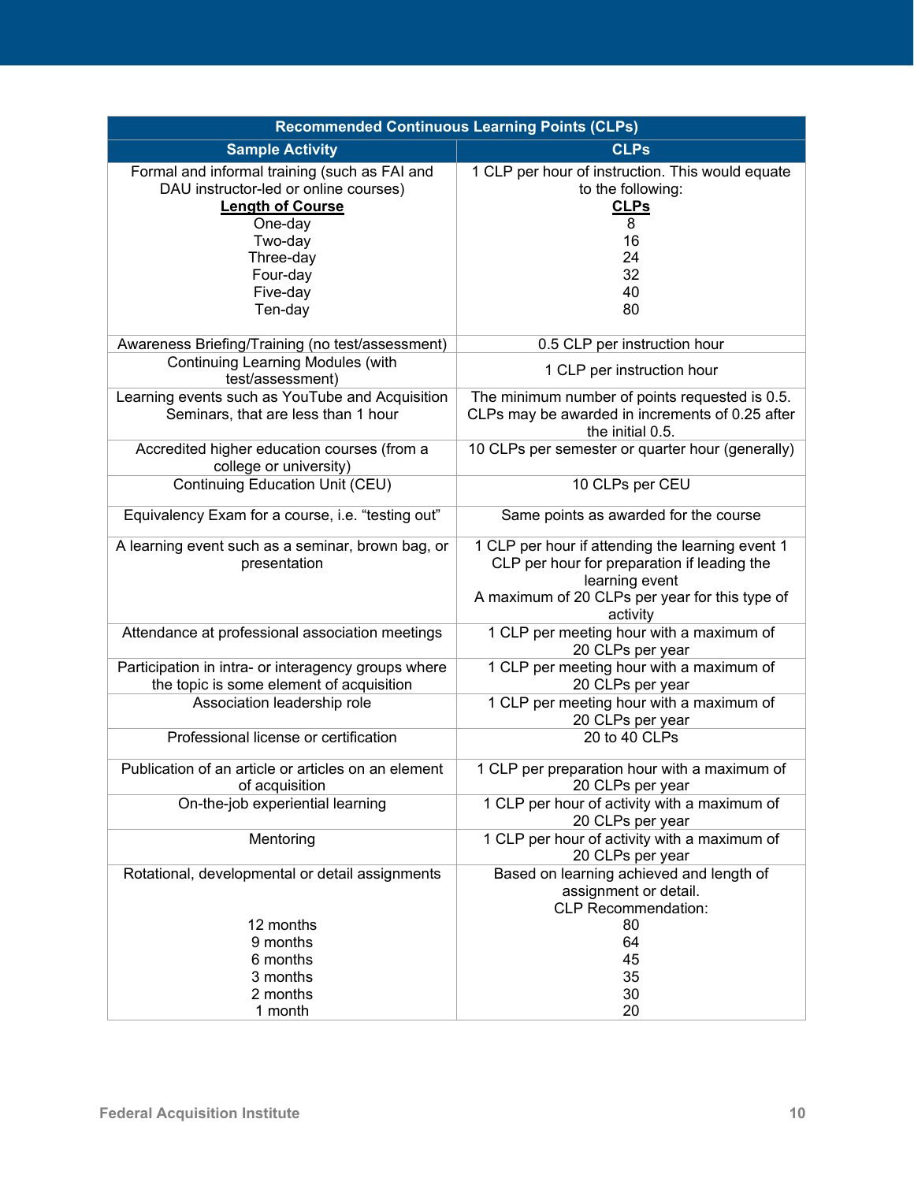| Recommended Continuous Learning Points (CLPs) | |
|---|---|
| **Sample Activity** | **CLPs** |
| Formal and informal training (such as FAI and DAU instructor-led or online courses)<br>**Length of Course**<br>One-day<br>Two-day<br>Three-day<br>Four-day<br>Five-day<br>Ten-day | 1 CLP per hour of instruction. This would equate to the following:<br>**CLPs**<br>8<br>16<br>24<br>32<br>40<br>80 |
| Awareness Briefing/Training (no test/assessment) | 0.5 CLP per instruction hour |
| Continuing Learning Modules (with test/assessment) | 1 CLP per instruction hour |
| Learning events such as YouTube and Acquisition Seminars, that are less than 1 hour | The minimum number of points requested is 0.5. CLPs may be awarded in increments of 0.25 after the initial 0.5. |
| Accredited higher education courses (from a college or university) | 10 CLPs per semester or quarter hour (generally) |
| Continuing Education Unit (CEU) | 10 CLPs per CEU |
| Equivalency Exam for a course, i.e. "testing out" | Same points as awarded for the course |
| A learning event such as a seminar, brown bag, or presentation | 1 CLP per hour if attending the learning event 1 CLP per hour for preparation if leading the learning event<br>A maximum of 20 CLPs per year for this type of activity |
| Attendance at professional association meetings | 1 CLP per meeting hour with a maximum of 20 CLPs per year |
| Participation in intra- or interagency groups where the topic is some element of acquisition | 1 CLP per meeting hour with a maximum of 20 CLPs per year |
| Association leadership role | 1 CLP per meeting hour with a maximum of 20 CLPs per year |
| Professional license or certification | 20 to 40 CLPs |
| Publication of an article or articles on an element of acquisition | 1 CLP per preparation hour with a maximum of 20 CLPs per year |
| On-the-job experiential learning | 1 CLP per hour of activity with a maximum of 20 CLPs per year |
| Mentoring | 1 CLP per hour of activity with a maximum of 20 CLPs per year |
| Rotational, developmental or detail assignments<br><br><br>12 months<br>9 months<br>6 months<br>3 months<br>2 months<br>1 month | Based on learning achieved and length of assignment or detail.<br>CLP Recommendation:<br>80<br>64<br>45<br>35<br>30<br>20 |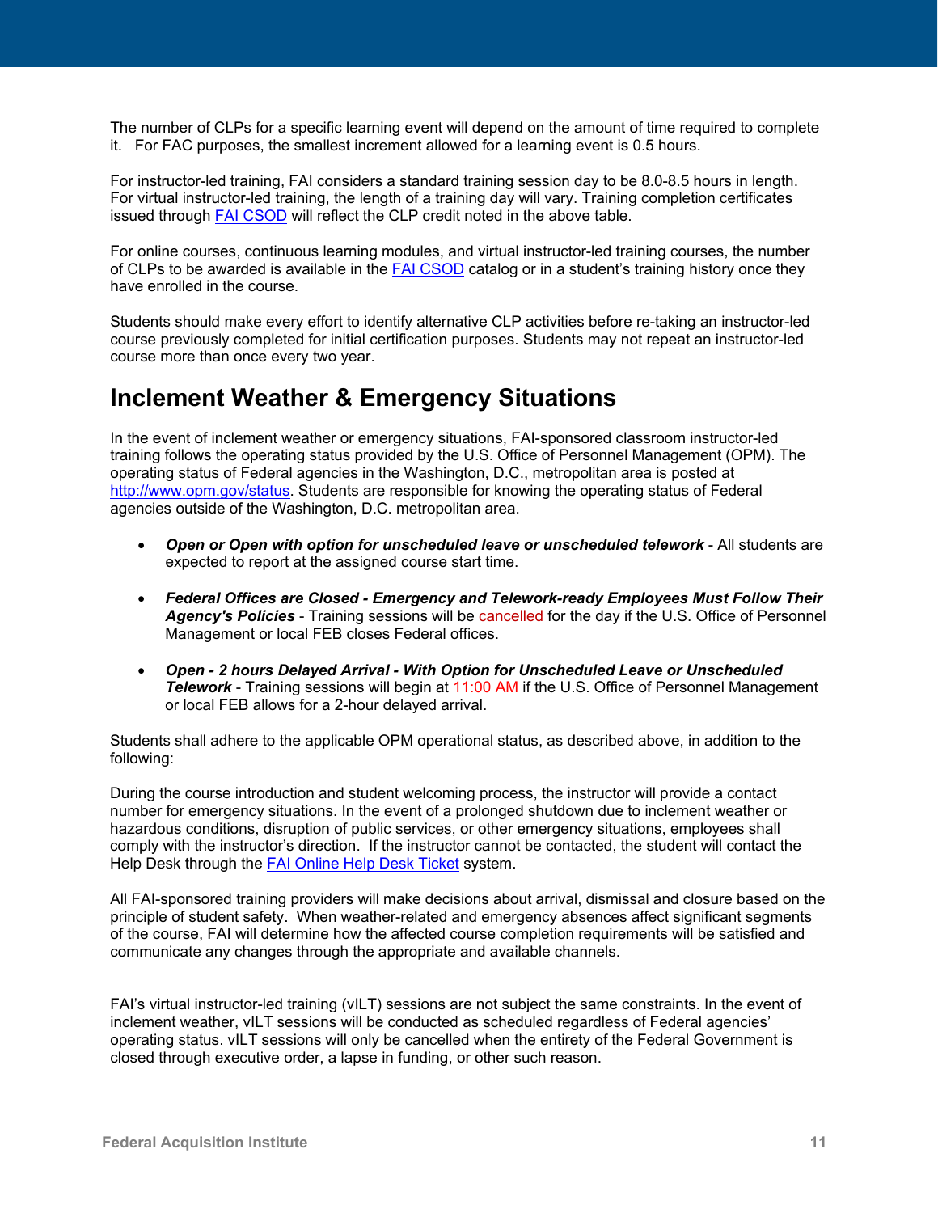The number of CLPs for a specific learning event will depend on the amount of time required to complete it. For FAC purposes, the smallest increment allowed for a learning event is 0.5 hours.

For instructor-led training, FAI considers a standard training session day to be 8.0-8.5 hours in length. For virtual instructor-led training, the length of a training day will vary. Training completion certificates issued through [FAI CSOD](#) will reflect the CLP credit noted in the above table.

For online courses, continuous learning modules, and virtual instructor-led training courses, the number of CLPs to be awarded is available in the [FAI CSOD](#) catalog or in a student's training history once they have enrolled in the course.

Students should make every effort to identify alternative CLP activities before re-taking an instructor-led course previously completed for initial certification purposes. Students may not repeat an instructor-led course more than once every two year.

## Inclement Weather & Emergency Situations

In the event of inclement weather or emergency situations, FAI-sponsored classroom instructor-led training follows the operating status provided by the U.S. Office of Personnel Management (OPM). The operating status of Federal agencies in the Washington, D.C., metropolitan area is posted at [http://www.opm.gov/status](http://www.opm.gov/status). Students are responsible for knowing the operating status of Federal agencies outside of the Washington, D.C. metropolitan area.

- ***Open or Open with option for unscheduled leave or unscheduled telework*** - All students are expected to report at the assigned course start time.
- ***Federal Offices are Closed - Emergency and Telework-ready Employees Must Follow Their Agency's Policies*** - Training sessions will be cancelled for the day if the U.S. Office of Personnel Management or local FEB closes Federal offices.
- ***Open - 2 hours Delayed Arrival - With Option for Unscheduled Leave or Unscheduled Telework*** - Training sessions will begin at 11:00 AM if the U.S. Office of Personnel Management or local FEB allows for a 2-hour delayed arrival.

Students shall adhere to the applicable OPM operational status, as described above, in addition to the following:

During the course introduction and student welcoming process, the instructor will provide a contact number for emergency situations. In the event of a prolonged shutdown due to inclement weather or hazardous conditions, disruption of public services, or other emergency situations, employees shall comply with the instructor's direction. If the instructor cannot be contacted, the student will contact the Help Desk through the [FAI Online Help Desk Ticket](#) system.

All FAI-sponsored training providers will make decisions about arrival, dismissal and closure based on the principle of student safety. When weather-related and emergency absences affect significant segments of the course, FAI will determine how the affected course completion requirements will be satisfied and communicate any changes through the appropriate and available channels.

FAI's virtual instructor-led training (vILT) sessions are not subject the same constraints. In the event of inclement weather, vILT sessions will be conducted as scheduled regardless of Federal agencies' operating status. vILT sessions will only be cancelled when the entirety of the Federal Government is closed through executive order, a lapse in funding, or other such reason.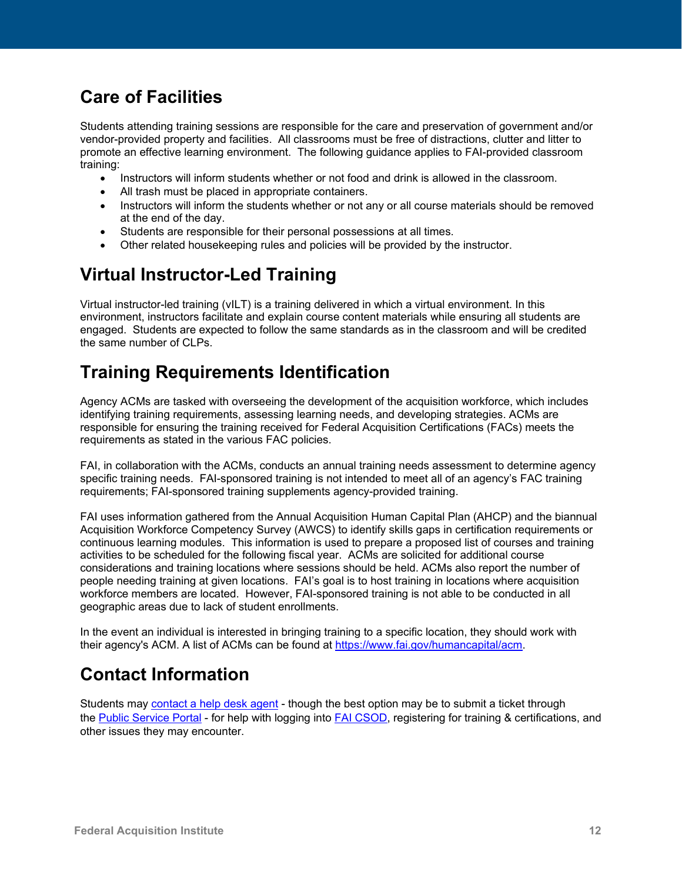## Care of Facilities

Students attending training sessions are responsible for the care and preservation of government and/or vendor-provided property and facilities. All classrooms must be free of distractions, clutter and litter to promote an effective learning environment. The following guidance applies to FAI-provided classroom training:

- Instructors will inform students whether or not food and drink is allowed in the classroom.
- All trash must be placed in appropriate containers.
- Instructors will inform the students whether or not any or all course materials should be removed at the end of the day.
- Students are responsible for their personal possessions at all times.
- Other related housekeeping rules and policies will be provided by the instructor.

## Virtual Instructor-Led Training

Virtual instructor-led training (vILT) is a training delivered in which a virtual environment. In this environment, instructors facilitate and explain course content materials while ensuring all students are engaged. Students are expected to follow the same standards as in the classroom and will be credited the same number of CLPs.

## Training Requirements Identification

Agency ACMs are tasked with overseeing the development of the acquisition workforce, which includes identifying training requirements, assessing learning needs, and developing strategies. ACMs are responsible for ensuring the training received for Federal Acquisition Certifications (FACs) meets the requirements as stated in the various FAC policies.

FAI, in collaboration with the ACMs, conducts an annual training needs assessment to determine agency specific training needs. FAI-sponsored training is not intended to meet all of an agency's FAC training requirements; FAI-sponsored training supplements agency-provided training.

FAI uses information gathered from the Annual Acquisition Human Capital Plan (AHCP) and the biannual Acquisition Workforce Competency Survey (AWCS) to identify skills gaps in certification requirements or continuous learning modules. This information is used to prepare a proposed list of courses and training activities to be scheduled for the following fiscal year. ACMs are solicited for additional course considerations and training locations where sessions should be held. ACMs also report the number of people needing training at given locations. FAI's goal is to host training in locations where acquisition workforce members are located. However, FAI-sponsored training is not able to be conducted in all geographic areas due to lack of student enrollments.

In the event an individual is interested in bringing training to a specific location, they should work with their agency's ACM. A list of ACMs can be found at https://www.fai.gov/humancapital/acm.

## Contact Information

Students may contact a help desk agent - though the best option may be to submit a ticket through the Public Service Portal - for help with logging into FAI CSOD, registering for training & certifications, and other issues they may encounter.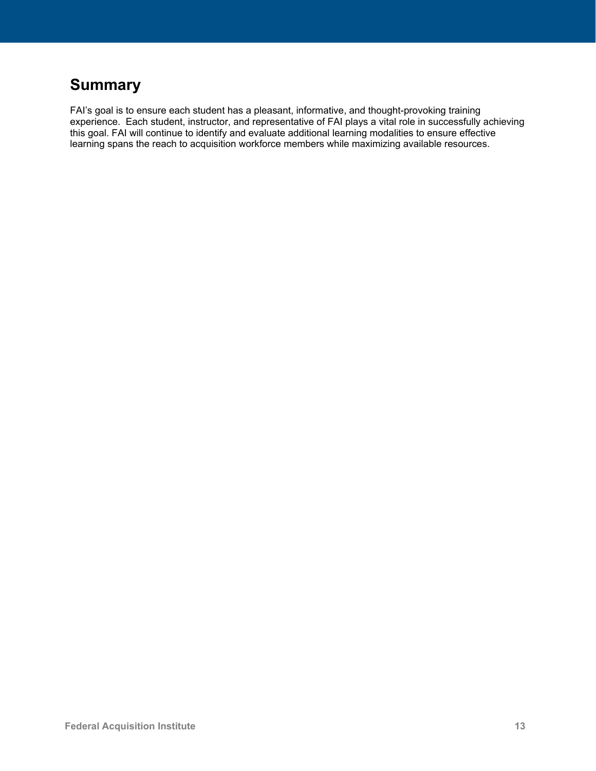## Summary

FAI's goal is to ensure each student has a pleasant, informative, and thought-provoking training experience. Each student, instructor, and representative of FAI plays a vital role in successfully achieving this goal. FAI will continue to identify and evaluate additional learning modalities to ensure effective learning spans the reach to acquisition workforce members while maximizing available resources.